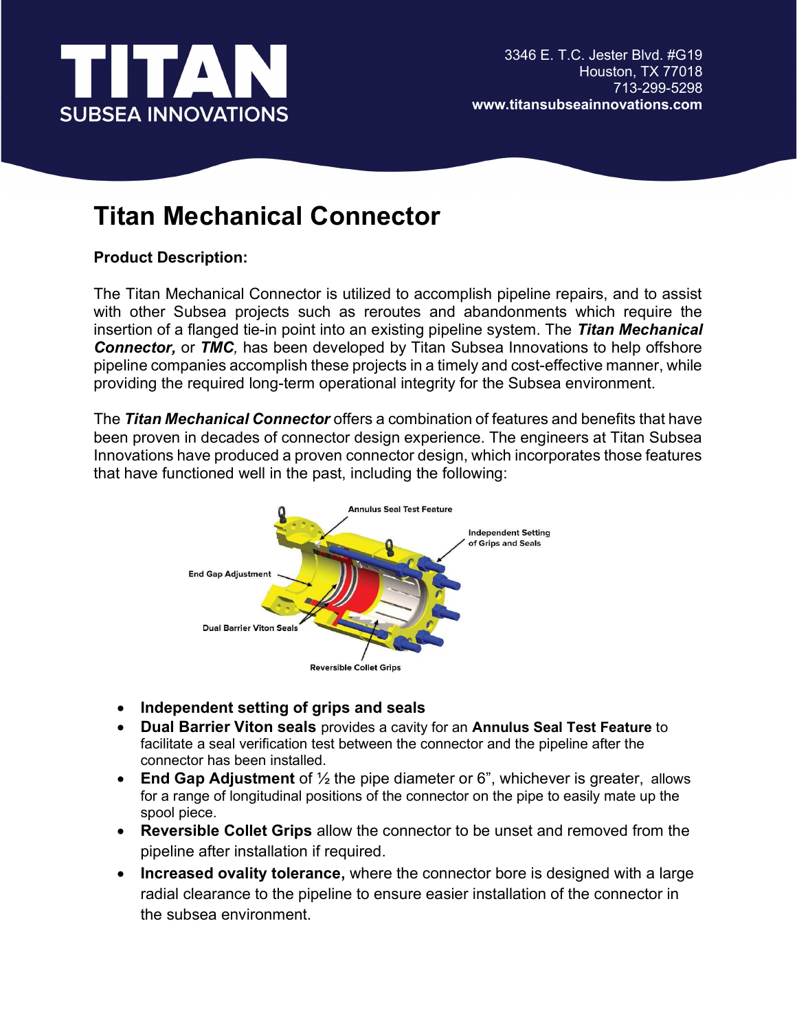# TITAN
SUBSEA INNOVATIONS

3346 E. T.C. Jester Blvd. #G19
Houston, TX 77018
713-299-5298
**www.titansubseainnovations.com**

# Titan Mechanical Connector

**Product Description:**

The Titan Mechanical Connector is utilized to accomplish pipeline repairs, and to assist with other Subsea projects such as reroutes and abandonments which require the insertion of a flanged tie-in point into an existing pipeline system. The ***Titan Mechanical Connector,*** or ***TMC****,* has been developed by Titan Subsea Innovations to help offshore pipeline companies accomplish these projects in a timely and cost-effective manner, while providing the required long-term operational integrity for the Subsea environment.

The ***Titan Mechanical Connector*** offers a combination of features and benefits that have been proven in decades of connector design experience. The engineers at Titan Subsea Innovations have produced a proven connector design, which incorporates those features that have functioned well in the past, including the following:

Annulus Seal Test Feature
Independent Setting of Grips and Seals
End Gap Adjustment
Dual Barrier Viton Seals
Reversible Collet Grips

- **Independent setting of grips and seals**
- **Dual Barrier Viton seals** provides a cavity for an **Annulus Seal Test Feature** to facilitate a seal verification test between the connector and the pipeline after the connector has been installed.
- **End Gap Adjustment** of ½ the pipe diameter or 6", whichever is greater, allows for a range of longitudinal positions of the connector on the pipe to easily mate up the spool piece.
- **Reversible Collet Grips** allow the connector to be unset and removed from the pipeline after installation if required.
- **Increased ovality tolerance,** where the connector bore is designed with a large radial clearance to the pipeline to ensure easier installation of the connector in the subsea environment.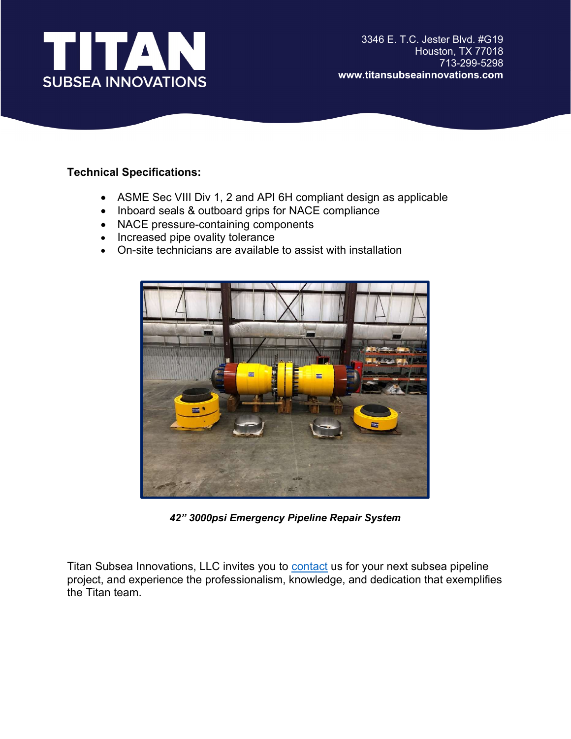**Technical Specifications:**

- ASME Sec VIII Div 1, 2 and API 6H compliant design as applicable
- Inboard seals & outboard grips for NACE compliance
- NACE pressure-containing components
- Increased pipe ovality tolerance
- On-site technicians are available to assist with installation

***42" 3000psi Emergency Pipeline Repair System***

Titan Subsea Innovations, LLC invites you to contact us for your next subsea pipeline project, and experience the professionalism, knowledge, and dedication that exemplifies the Titan team.